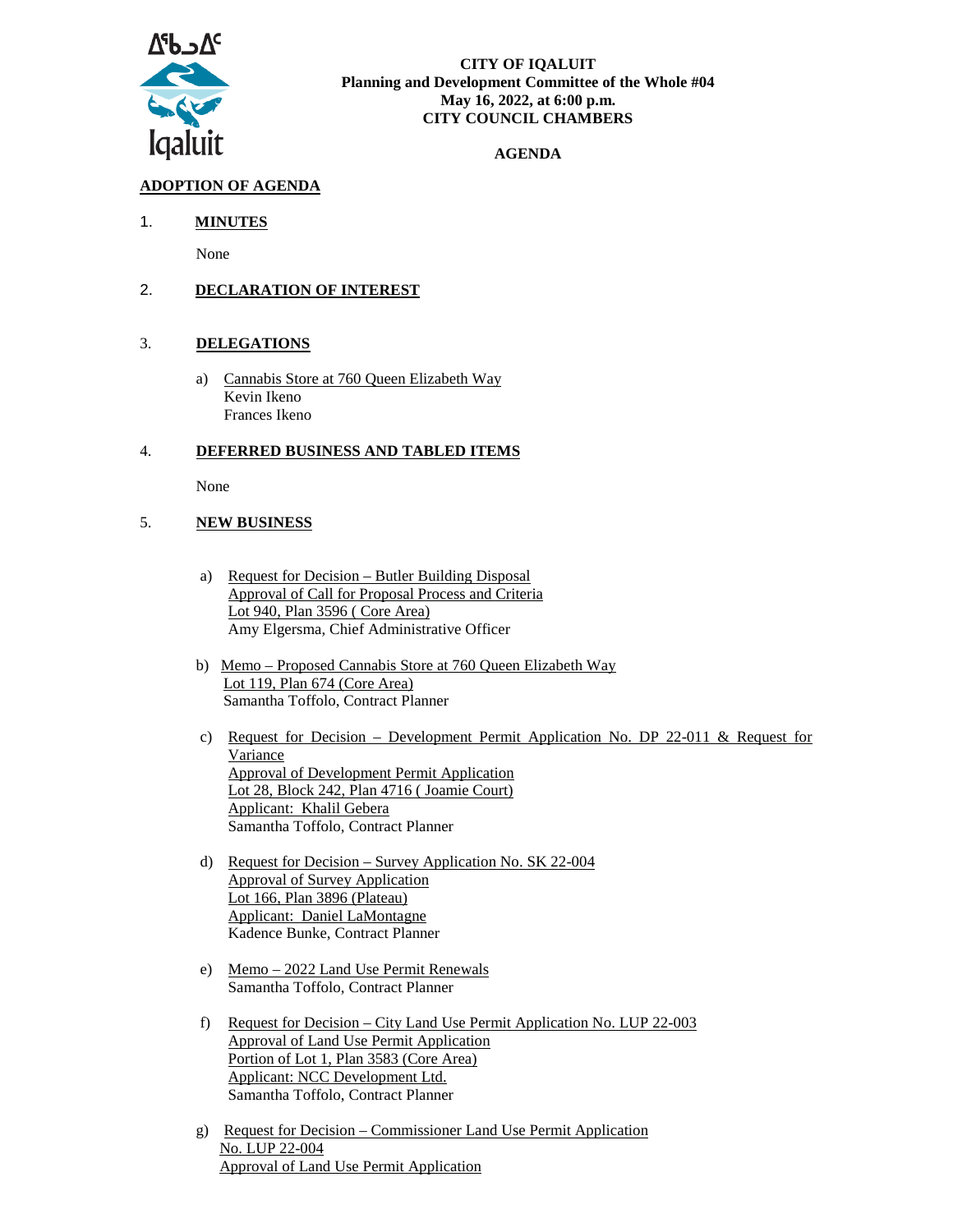**CITY OF IQALUIT**
**Planning and Development Committee of the Whole #04**
**May 16, 2022, at 6:00 p.m.**
**CITY COUNCIL CHAMBERS**

**AGENDA**

## ADOPTION OF AGENDA

## 1. MINUTES

None

## 2. DECLARATION OF INTEREST

## 3. DELEGATIONS

a) Cannabis Store at 760 Queen Elizabeth Way
Kevin Ikeno
Frances Ikeno

## 4. DEFERRED BUSINESS AND TABLED ITEMS

None

## 5. NEW BUSINESS

a) Request for Decision – Butler Building Disposal
Approval of Call for Proposal Process and Criteria
Lot 940, Plan 3596 ( Core Area)
Amy Elgersma, Chief Administrative Officer

b) Memo – Proposed Cannabis Store at 760 Queen Elizabeth Way
Lot 119, Plan 674 (Core Area)
Samantha Toffolo, Contract Planner

c) Request for Decision – Development Permit Application No. DP 22-011 & Request for Variance
Approval of Development Permit Application
Lot 28, Block 242, Plan 4716 ( Joamie Court)
Applicant: Khalil Gebera
Samantha Toffolo, Contract Planner

d) Request for Decision – Survey Application No. SK 22-004
Approval of Survey Application
Lot 166, Plan 3896 (Plateau)
Applicant: Daniel LaMontagne
Kadence Bunke, Contract Planner

e) Memo – 2022 Land Use Permit Renewals
Samantha Toffolo, Contract Planner

f) Request for Decision – City Land Use Permit Application No. LUP 22-003
Approval of Land Use Permit Application
Portion of Lot 1, Plan 3583 (Core Area)
Applicant: NCC Development Ltd.
Samantha Toffolo, Contract Planner

g) Request for Decision – Commissioner Land Use Permit Application No. LUP 22-004
Approval of Land Use Permit Application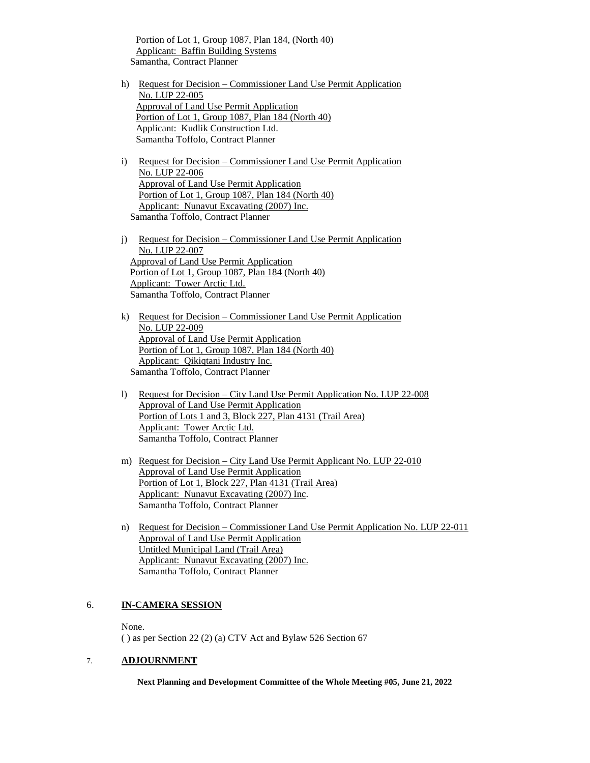Portion of Lot 1, Group 1087, Plan 184, (North 40)
Applicant: Baffin Building Systems
Samantha, Contract Planner

h) Request for Decision – Commissioner Land Use Permit Application No. LUP 22-005
Approval of Land Use Permit Application
Portion of Lot 1, Group 1087, Plan 184 (North 40)
Applicant: Kudlik Construction Ltd.
Samantha Toffolo, Contract Planner

i) Request for Decision – Commissioner Land Use Permit Application No. LUP 22-006
Approval of Land Use Permit Application
Portion of Lot 1, Group 1087, Plan 184 (North 40)
Applicant: Nunavut Excavating (2007) Inc.
Samantha Toffolo, Contract Planner

j) Request for Decision – Commissioner Land Use Permit Application No. LUP 22-007
Approval of Land Use Permit Application
Portion of Lot 1, Group 1087, Plan 184 (North 40)
Applicant: Tower Arctic Ltd.
Samantha Toffolo, Contract Planner

k) Request for Decision – Commissioner Land Use Permit Application No. LUP 22-009
Approval of Land Use Permit Application
Portion of Lot 1, Group 1087, Plan 184 (North 40)
Applicant: Qikiqtani Industry Inc.
Samantha Toffolo, Contract Planner

l) Request for Decision – City Land Use Permit Application No. LUP 22-008
Approval of Land Use Permit Application
Portion of Lots 1 and 3, Block 227, Plan 4131 (Trail Area)
Applicant: Tower Arctic Ltd.
Samantha Toffolo, Contract Planner

m) Request for Decision – City Land Use Permit Applicant No. LUP 22-010
Approval of Land Use Permit Application
Portion of Lot 1, Block 227, Plan 4131 (Trail Area)
Applicant: Nunavut Excavating (2007) Inc.
Samantha Toffolo, Contract Planner

n) Request for Decision – Commissioner Land Use Permit Application No. LUP 22-011
Approval of Land Use Permit Application
Untitled Municipal Land (Trail Area)
Applicant: Nunavut Excavating (2007) Inc.
Samantha Toffolo, Contract Planner

## 6. IN-CAMERA SESSION

None.
( ) as per Section 22 (2) (a) CTV Act and Bylaw 526 Section 67

## 7. ADJOURNMENT

**Next Planning and Development Committee of the Whole Meeting #05, June 21, 2022**